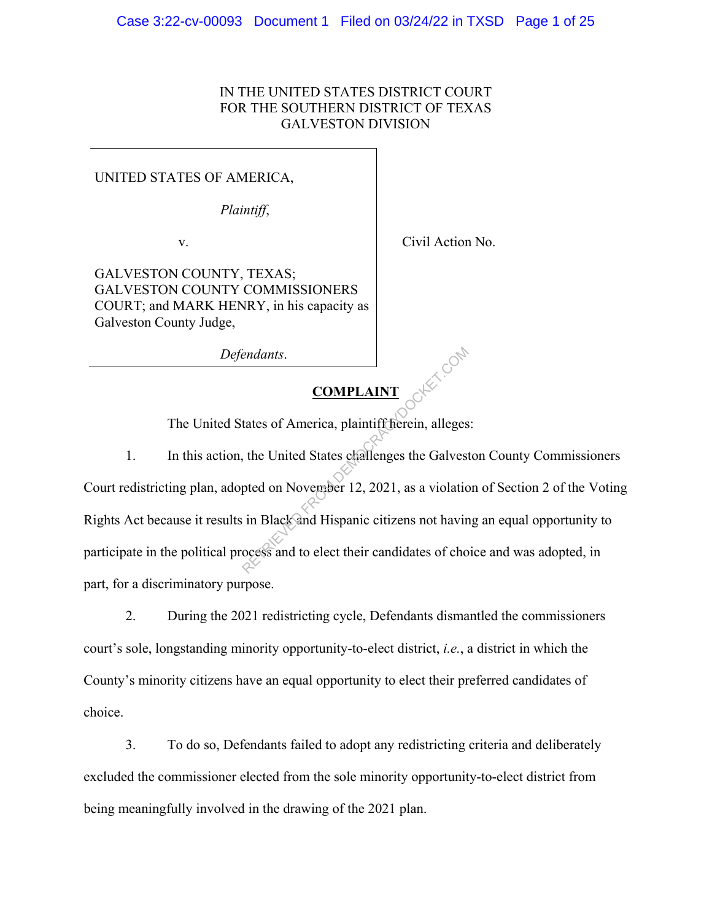IN THE UNITED STATES DISTRICT COURT
FOR THE SOUTHERN DISTRICT OF TEXAS
GALVESTON DIVISION

UNITED STATES OF AMERICA,

*Plaintiff*,

v.

GALVESTON COUNTY, TEXAS; GALVESTON COUNTY COMMISSIONERS COURT; and MARK HENRY, in his capacity as Galveston County Judge,

*Defendants*.

Civil Action No.

## **COMPLAINT**

The United States of America, plaintiff herein, alleges:

1. In this action, the United States challenges the Galveston County Commissioners Court redistricting plan, adopted on November 12, 2021, as a violation of Section 2 of the Voting Rights Act because it results in Black and Hispanic citizens not having an equal opportunity to participate in the political process and to elect their candidates of choice and was adopted, in part, for a discriminatory purpose.

2. During the 2021 redistricting cycle, Defendants dismantled the commissioners court's sole, longstanding minority opportunity-to-elect district, *i.e.*, a district in which the County's minority citizens have an equal opportunity to elect their preferred candidates of choice.

3. To do so, Defendants failed to adopt any redistricting criteria and deliberately excluded the commissioner elected from the sole minority opportunity-to-elect district from being meaningfully involved in the drawing of the 2021 plan.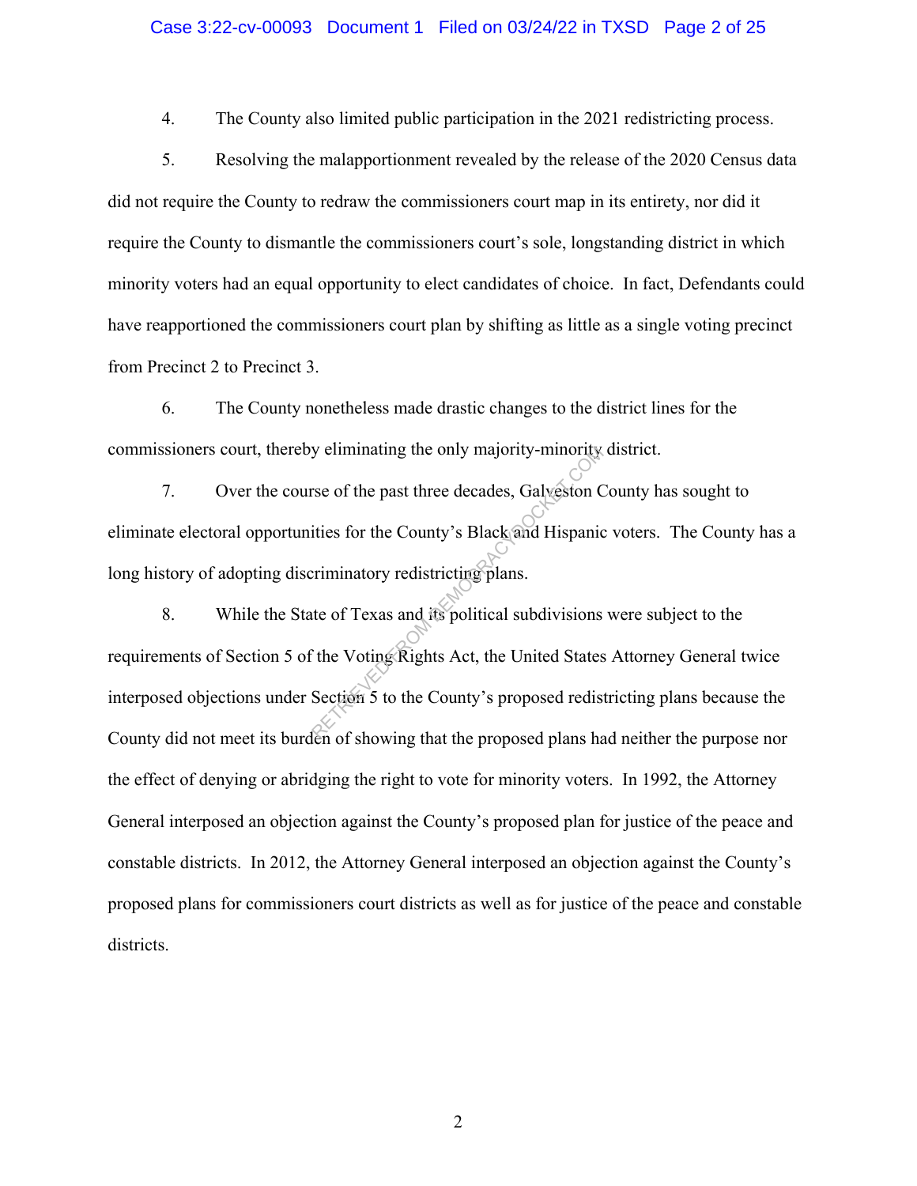4. The County also limited public participation in the 2021 redistricting process.

5. Resolving the malapportionment revealed by the release of the 2020 Census data did not require the County to redraw the commissioners court map in its entirety, nor did it require the County to dismantle the commissioners court's sole, longstanding district in which minority voters had an equal opportunity to elect candidates of choice. In fact, Defendants could have reapportioned the commissioners court plan by shifting as little as a single voting precinct from Precinct 2 to Precinct 3.

6. The County nonetheless made drastic changes to the district lines for the commissioners court, thereby eliminating the only majority-minority district.

7. Over the course of the past three decades, Galveston County has sought to eliminate electoral opportunities for the County's Black and Hispanic voters. The County has a long history of adopting discriminatory redistricting plans.

8. While the State of Texas and its political subdivisions were subject to the requirements of Section 5 of the Voting Rights Act, the United States Attorney General twice interposed objections under Section 5 to the County's proposed redistricting plans because the County did not meet its burden of showing that the proposed plans had neither the purpose nor the effect of denying or abridging the right to vote for minority voters. In 1992, the Attorney General interposed an objection against the County's proposed plan for justice of the peace and constable districts. In 2012, the Attorney General interposed an objection against the County's proposed plans for commissioners court districts as well as for justice of the peace and constable districts.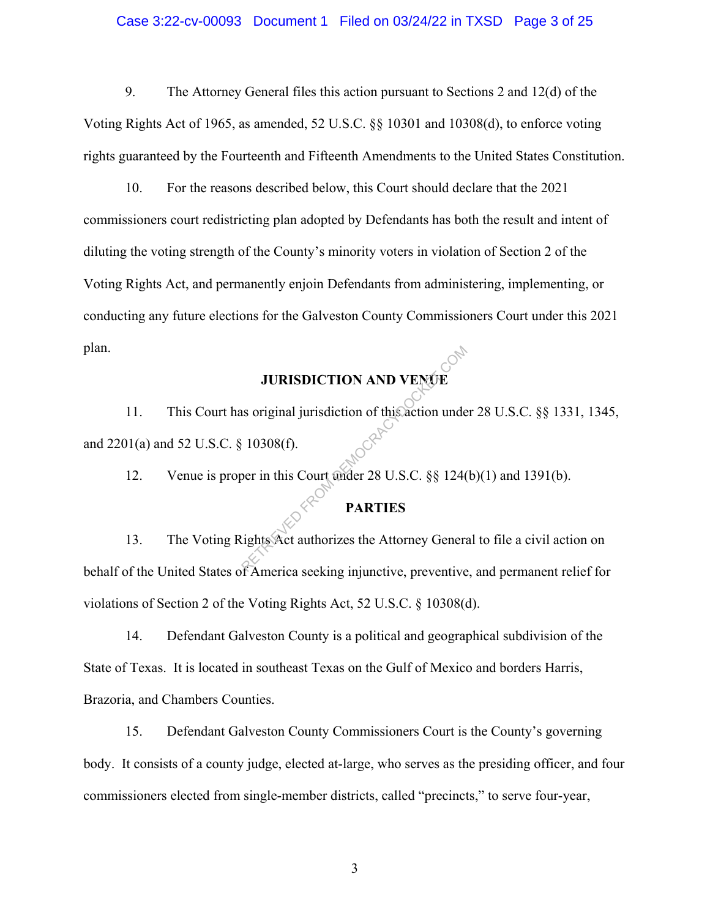9. The Attorney General files this action pursuant to Sections 2 and 12(d) of the Voting Rights Act of 1965, as amended, 52 U.S.C. §§ 10301 and 10308(d), to enforce voting rights guaranteed by the Fourteenth and Fifteenth Amendments to the United States Constitution.

10. For the reasons described below, this Court should declare that the 2021 commissioners court redistricting plan adopted by Defendants has both the result and intent of diluting the voting strength of the County's minority voters in violation of Section 2 of the Voting Rights Act, and permanently enjoin Defendants from administering, implementing, or conducting any future elections for the Galveston County Commissioners Court under this 2021 plan.

## JURISDICTION AND VENUE

11. This Court has original jurisdiction of this action under 28 U.S.C. §§ 1331, 1345, and 2201(a) and 52 U.S.C. § 10308(f).

12. Venue is proper in this Court under 28 U.S.C. §§ 124(b)(1) and 1391(b).

## PARTIES

13. The Voting Rights Act authorizes the Attorney General to file a civil action on behalf of the United States of America seeking injunctive, preventive, and permanent relief for violations of Section 2 of the Voting Rights Act, 52 U.S.C. § 10308(d).

14. Defendant Galveston County is a political and geographical subdivision of the State of Texas. It is located in southeast Texas on the Gulf of Mexico and borders Harris, Brazoria, and Chambers Counties.

15. Defendant Galveston County Commissioners Court is the County's governing body. It consists of a county judge, elected at-large, who serves as the presiding officer, and four commissioners elected from single-member districts, called "precincts," to serve four-year,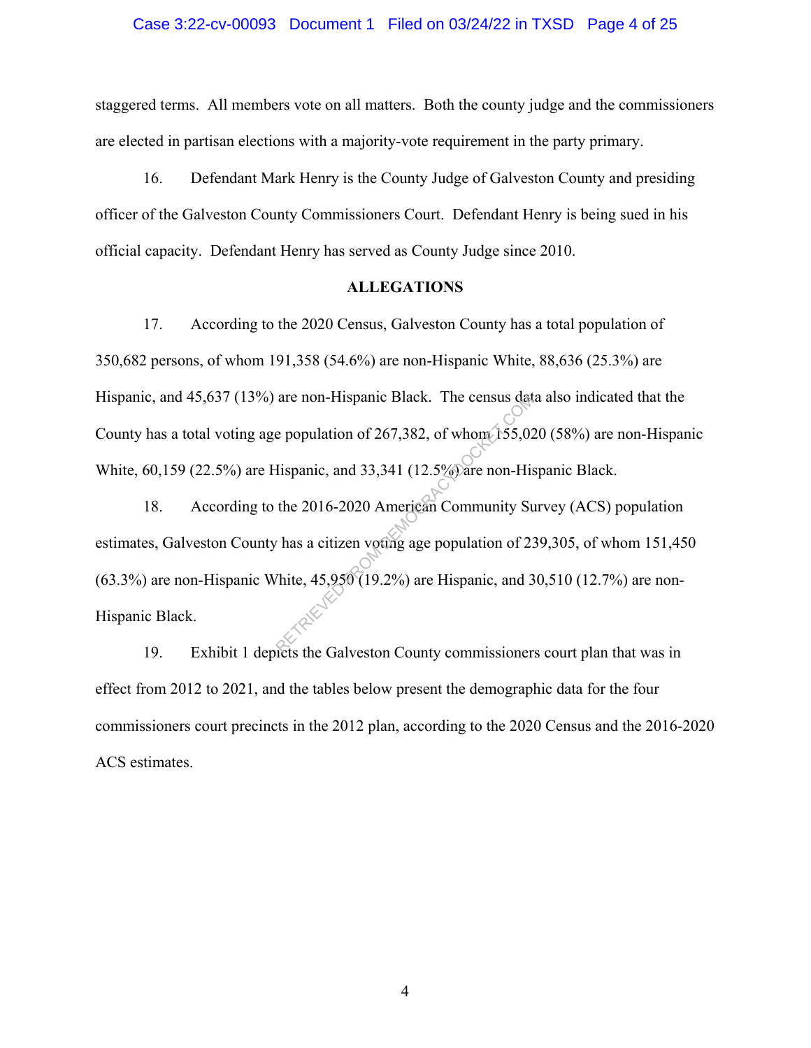staggered terms. All members vote on all matters. Both the county judge and the commissioners are elected in partisan elections with a majority-vote requirement in the party primary.

16. Defendant Mark Henry is the County Judge of Galveston County and presiding officer of the Galveston County Commissioners Court. Defendant Henry is being sued in his official capacity. Defendant Henry has served as County Judge since 2010.

## ALLEGATIONS

17. According to the 2020 Census, Galveston County has a total population of 350,682 persons, of whom 191,358 (54.6%) are non-Hispanic White, 88,636 (25.3%) are Hispanic, and 45,637 (13%) are non-Hispanic Black. The census data also indicated that the County has a total voting age population of 267,382, of whom 155,020 (58%) are non-Hispanic White, 60,159 (22.5%) are Hispanic, and 33,341 (12.5%) are non-Hispanic Black.

18. According to the 2016-2020 American Community Survey (ACS) population estimates, Galveston County has a citizen voting age population of 239,305, of whom 151,450 (63.3%) are non-Hispanic White, 45,950 (19.2%) are Hispanic, and 30,510 (12.7%) are non-Hispanic Black.

19. Exhibit 1 depicts the Galveston County commissioners court plan that was in effect from 2012 to 2021, and the tables below present the demographic data for the four commissioners court precincts in the 2012 plan, according to the 2020 Census and the 2016-2020 ACS estimates.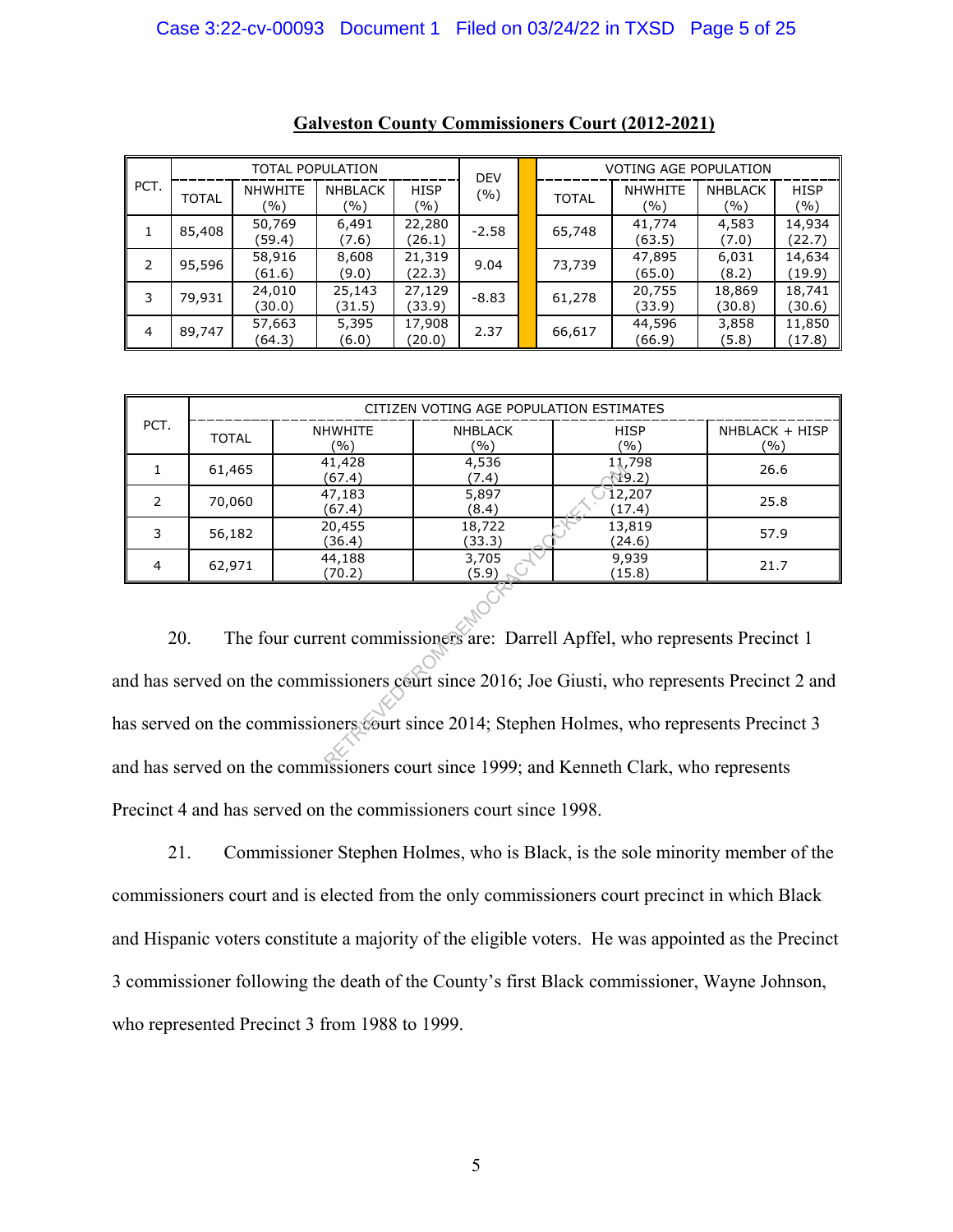**Galveston County Commissioners Court (2012-2021)**

| PCT. | TOTAL POPULATION | | | | DEV (%) | VOTING AGE POPULATION | | | |
|---|---|---|---|---|---|---|---|---|---|
| | TOTAL | NHWHITE (%) | NHBLACK (%) | HISP (%) | | TOTAL | NHWHITE (%) | NHBLACK (%) | HISP (%) |
| 1 | 85,408 | 50,769 (59.4) | 6,491 (7.6) | 22,280 (26.1) | -2.58 | 65,748 | 41,774 (63.5) | 4,583 (7.0) | 14,934 (22.7) |
| 2 | 95,596 | 58,916 (61.6) | 8,608 (9.0) | 21,319 (22.3) | 9.04 | 73,739 | 47,895 (65.0) | 6,031 (8.2) | 14,634 (19.9) |
| 3 | 79,931 | 24,010 (30.0) | 25,143 (31.5) | 27,129 (33.9) | -8.83 | 61,278 | 20,755 (33.9) | 18,869 (30.8) | 18,741 (30.6) |
| 4 | 89,747 | 57,663 (64.3) | 5,395 (6.0) | 17,908 (20.0) | 2.37 | 66,617 | 44,596 (66.9) | 3,858 (5.8) | 11,850 (17.8) |

| PCT. | CITIZEN VOTING AGE POPULATION ESTIMATES | | | | |
|---|---|---|---|---|---|
| | TOTAL | NHWHITE (%) | NHBLACK (%) | HISP (%) | NHBLACK + HISP (%) |
| 1 | 61,465 | 41,428 (67.4) | 4,536 (7.4) | 11,798 (19.2) | 26.6 |
| 2 | 70,060 | 47,183 (67.4) | 5,897 (8.4) | 12,207 (17.4) | 25.8 |
| 3 | 56,182 | 20,455 (36.4) | 18,722 (33.3) | 13,819 (24.6) | 57.9 |
| 4 | 62,971 | 44,188 (70.2) | 3,705 (5.9) | 9,939 (15.8) | 21.7 |

20. The four current commissioners are: Darrell Apffel, who represents Precinct 1 and has served on the commissioners court since 2016; Joe Giusti, who represents Precinct 2 and has served on the commissioners court since 2014; Stephen Holmes, who represents Precinct 3 and has served on the commissioners court since 1999; and Kenneth Clark, who represents Precinct 4 and has served on the commissioners court since 1998.

21. Commissioner Stephen Holmes, who is Black, is the sole minority member of the commissioners court and is elected from the only commissioners court precinct in which Black and Hispanic voters constitute a majority of the eligible voters. He was appointed as the Precinct 3 commissioner following the death of the County's first Black commissioner, Wayne Johnson, who represented Precinct 3 from 1988 to 1999.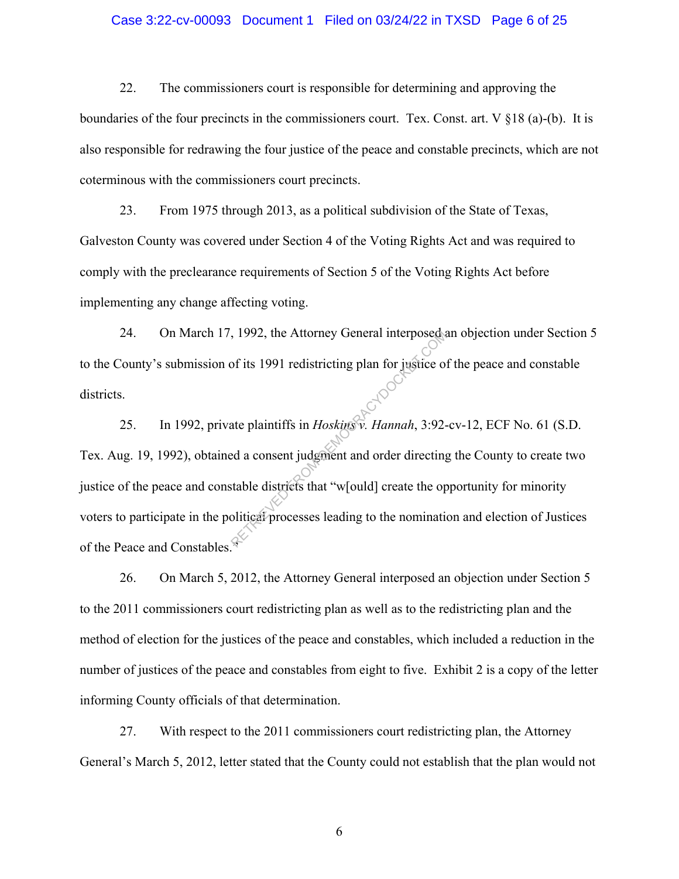22. The commissioners court is responsible for determining and approving the boundaries of the four precincts in the commissioners court. Tex. Const. art. V §18 (a)-(b). It is also responsible for redrawing the four justice of the peace and constable precincts, which are not coterminous with the commissioners court precincts.

23. From 1975 through 2013, as a political subdivision of the State of Texas, Galveston County was covered under Section 4 of the Voting Rights Act and was required to comply with the preclearance requirements of Section 5 of the Voting Rights Act before implementing any change affecting voting.

24. On March 17, 1992, the Attorney General interposed an objection under Section 5 to the County's submission of its 1991 redistricting plan for justice of the peace and constable districts.

25. In 1992, private plaintiffs in *Hoskins v. Hannah*, 3:92-cv-12, ECF No. 61 (S.D. Tex. Aug. 19, 1992), obtained a consent judgment and order directing the County to create two justice of the peace and constable districts that "w[ould] create the opportunity for minority voters to participate in the political processes leading to the nomination and election of Justices of the Peace and Constables."

26. On March 5, 2012, the Attorney General interposed an objection under Section 5 to the 2011 commissioners court redistricting plan as well as to the redistricting plan and the method of election for the justices of the peace and constables, which included a reduction in the number of justices of the peace and constables from eight to five. Exhibit 2 is a copy of the letter informing County officials of that determination.

27. With respect to the 2011 commissioners court redistricting plan, the Attorney General's March 5, 2012, letter stated that the County could not establish that the plan would not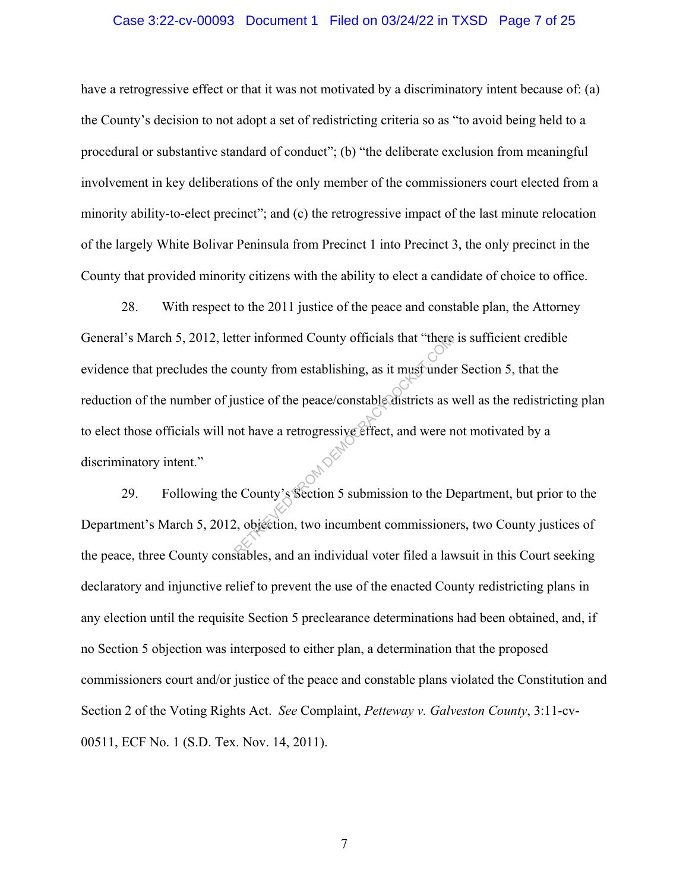have a retrogressive effect or that it was not motivated by a discriminatory intent because of: (a) the County's decision to not adopt a set of redistricting criteria so as "to avoid being held to a procedural or substantive standard of conduct"; (b) "the deliberate exclusion from meaningful involvement in key deliberations of the only member of the commissioners court elected from a minority ability-to-elect precinct"; and (c) the retrogressive impact of the last minute relocation of the largely White Bolivar Peninsula from Precinct 1 into Precinct 3, the only precinct in the County that provided minority citizens with the ability to elect a candidate of choice to office.

28. With respect to the 2011 justice of the peace and constable plan, the Attorney General's March 5, 2012, letter informed County officials that "there is sufficient credible evidence that precludes the county from establishing, as it must under Section 5, that the reduction of the number of justice of the peace/constable districts as well as the redistricting plan to elect those officials will not have a retrogressive effect, and were not motivated by a discriminatory intent."

29. Following the County's Section 5 submission to the Department, but prior to the Department's March 5, 2012, objection, two incumbent commissioners, two County justices of the peace, three County constables, and an individual voter filed a lawsuit in this Court seeking declaratory and injunctive relief to prevent the use of the enacted County redistricting plans in any election until the requisite Section 5 preclearance determinations had been obtained, and, if no Section 5 objection was interposed to either plan, a determination that the proposed commissioners court and/or justice of the peace and constable plans violated the Constitution and Section 2 of the Voting Rights Act. *See* Complaint, *Petteway v. Galveston County*, 3:11-cv-00511, ECF No. 1 (S.D. Tex. Nov. 14, 2011).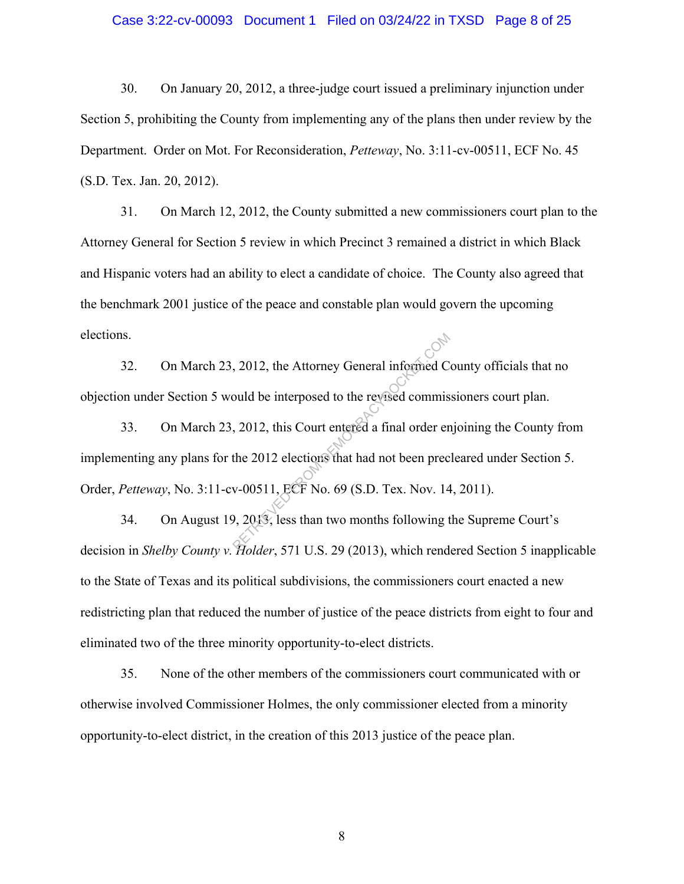30. On January 20, 2012, a three-judge court issued a preliminary injunction under Section 5, prohibiting the County from implementing any of the plans then under review by the Department. Order on Mot. For Reconsideration, *Petteway*, No. 3:11-cv-00511, ECF No. 45 (S.D. Tex. Jan. 20, 2012).

31. On March 12, 2012, the County submitted a new commissioners court plan to the Attorney General for Section 5 review in which Precinct 3 remained a district in which Black and Hispanic voters had an ability to elect a candidate of choice. The County also agreed that the benchmark 2001 justice of the peace and constable plan would govern the upcoming elections.

32. On March 23, 2012, the Attorney General informed County officials that no objection under Section 5 would be interposed to the revised commissioners court plan.

33. On March 23, 2012, this Court entered a final order enjoining the County from implementing any plans for the 2012 elections that had not been precleared under Section 5. Order, *Petteway*, No. 3:11-cv-00511, ECF No. 69 (S.D. Tex. Nov. 14, 2011).

34. On August 19, 2013, less than two months following the Supreme Court's decision in *Shelby County v. Holder*, 571 U.S. 29 (2013), which rendered Section 5 inapplicable to the State of Texas and its political subdivisions, the commissioners court enacted a new redistricting plan that reduced the number of justice of the peace districts from eight to four and eliminated two of the three minority opportunity-to-elect districts.

35. None of the other members of the commissioners court communicated with or otherwise involved Commissioner Holmes, the only commissioner elected from a minority opportunity-to-elect district, in the creation of this 2013 justice of the peace plan.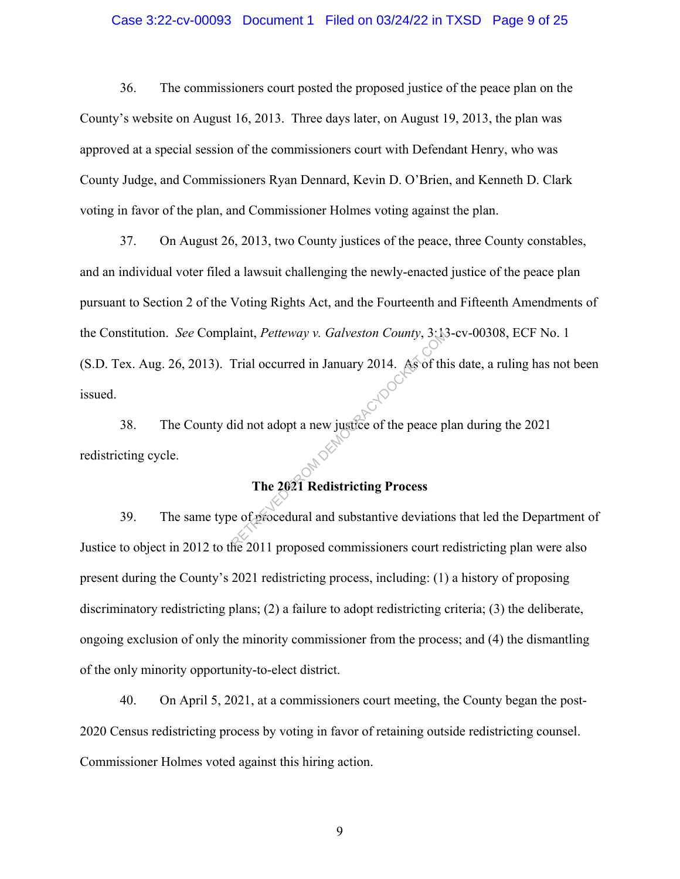36. The commissioners court posted the proposed justice of the peace plan on the County's website on August 16, 2013. Three days later, on August 19, 2013, the plan was approved at a special session of the commissioners court with Defendant Henry, who was County Judge, and Commissioners Ryan Dennard, Kevin D. O'Brien, and Kenneth D. Clark voting in favor of the plan, and Commissioner Holmes voting against the plan.

37. On August 26, 2013, two County justices of the peace, three County constables, and an individual voter filed a lawsuit challenging the newly-enacted justice of the peace plan pursuant to Section 2 of the Voting Rights Act, and the Fourteenth and Fifteenth Amendments of the Constitution. *See* Complaint, *Petteway v. Galveston County*, 3:13-cv-00308, ECF No. 1 (S.D. Tex. Aug. 26, 2013). Trial occurred in January 2014. As of this date, a ruling has not been issued.

38. The County did not adopt a new justice of the peace plan during the 2021 redistricting cycle.

## The 2021 Redistricting Process

39. The same type of procedural and substantive deviations that led the Department of Justice to object in 2012 to the 2011 proposed commissioners court redistricting plan were also present during the County's 2021 redistricting process, including: (1) a history of proposing discriminatory redistricting plans; (2) a failure to adopt redistricting criteria; (3) the deliberate, ongoing exclusion of only the minority commissioner from the process; and (4) the dismantling of the only minority opportunity-to-elect district.

40. On April 5, 2021, at a commissioners court meeting, the County began the post-2020 Census redistricting process by voting in favor of retaining outside redistricting counsel. Commissioner Holmes voted against this hiring action.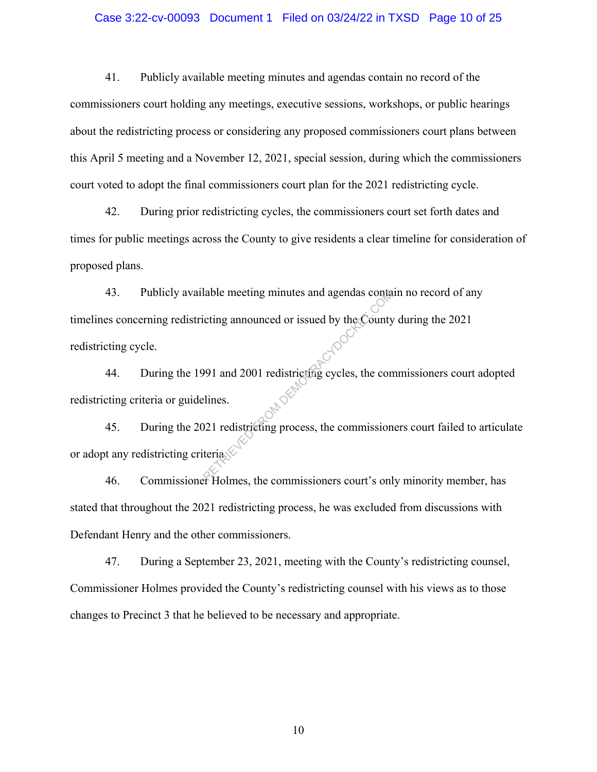41. Publicly available meeting minutes and agendas contain no record of the commissioners court holding any meetings, executive sessions, workshops, or public hearings about the redistricting process or considering any proposed commissioners court plans between this April 5 meeting and a November 12, 2021, special session, during which the commissioners court voted to adopt the final commissioners court plan for the 2021 redistricting cycle.

42. During prior redistricting cycles, the commissioners court set forth dates and times for public meetings across the County to give residents a clear timeline for consideration of proposed plans.

43. Publicly available meeting minutes and agendas contain no record of any timelines concerning redistricting announced or issued by the County during the 2021 redistricting cycle.

44. During the 1991 and 2001 redistricting cycles, the commissioners court adopted redistricting criteria or guidelines.

45. During the 2021 redistricting process, the commissioners court failed to articulate or adopt any redistricting criteria.

46. Commissioner Holmes, the commissioners court's only minority member, has stated that throughout the 2021 redistricting process, he was excluded from discussions with Defendant Henry and the other commissioners.

47. During a September 23, 2021, meeting with the County's redistricting counsel, Commissioner Holmes provided the County's redistricting counsel with his views as to those changes to Precinct 3 that he believed to be necessary and appropriate.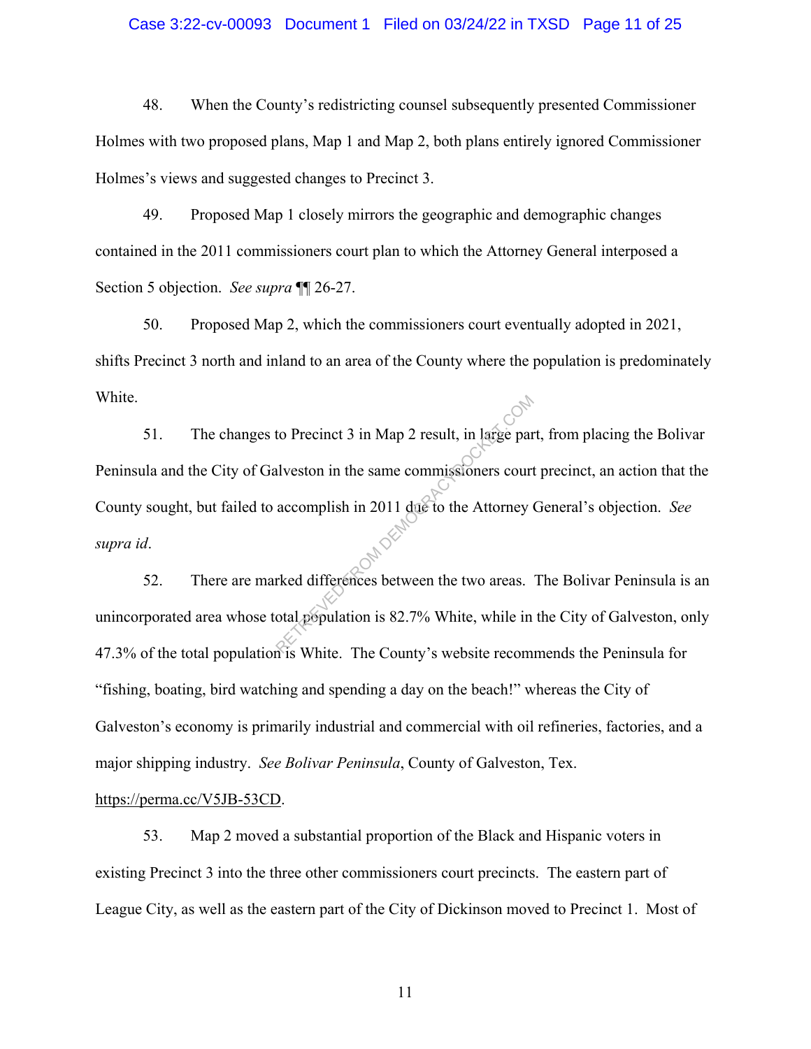48. When the County's redistricting counsel subsequently presented Commissioner Holmes with two proposed plans, Map 1 and Map 2, both plans entirely ignored Commissioner Holmes's views and suggested changes to Precinct 3.

49. Proposed Map 1 closely mirrors the geographic and demographic changes contained in the 2011 commissioners court plan to which the Attorney General interposed a Section 5 objection. *See supra* ¶¶ 26-27.

50. Proposed Map 2, which the commissioners court eventually adopted in 2021, shifts Precinct 3 north and inland to an area of the County where the population is predominately White.

51. The changes to Precinct 3 in Map 2 result, in large part, from placing the Bolivar Peninsula and the City of Galveston in the same commissioners court precinct, an action that the County sought, but failed to accomplish in 2011 due to the Attorney General's objection. *See supra id*.

52. There are marked differences between the two areas. The Bolivar Peninsula is an unincorporated area whose total population is 82.7% White, while in the City of Galveston, only 47.3% of the total population is White. The County's website recommends the Peninsula for "fishing, boating, bird watching and spending a day on the beach!" whereas the City of Galveston's economy is primarily industrial and commercial with oil refineries, factories, and a major shipping industry. *See Bolivar Peninsula*, County of Galveston, Tex. https://perma.cc/V5JB-53CD.

53. Map 2 moved a substantial proportion of the Black and Hispanic voters in existing Precinct 3 into the three other commissioners court precincts. The eastern part of League City, as well as the eastern part of the City of Dickinson moved to Precinct 1. Most of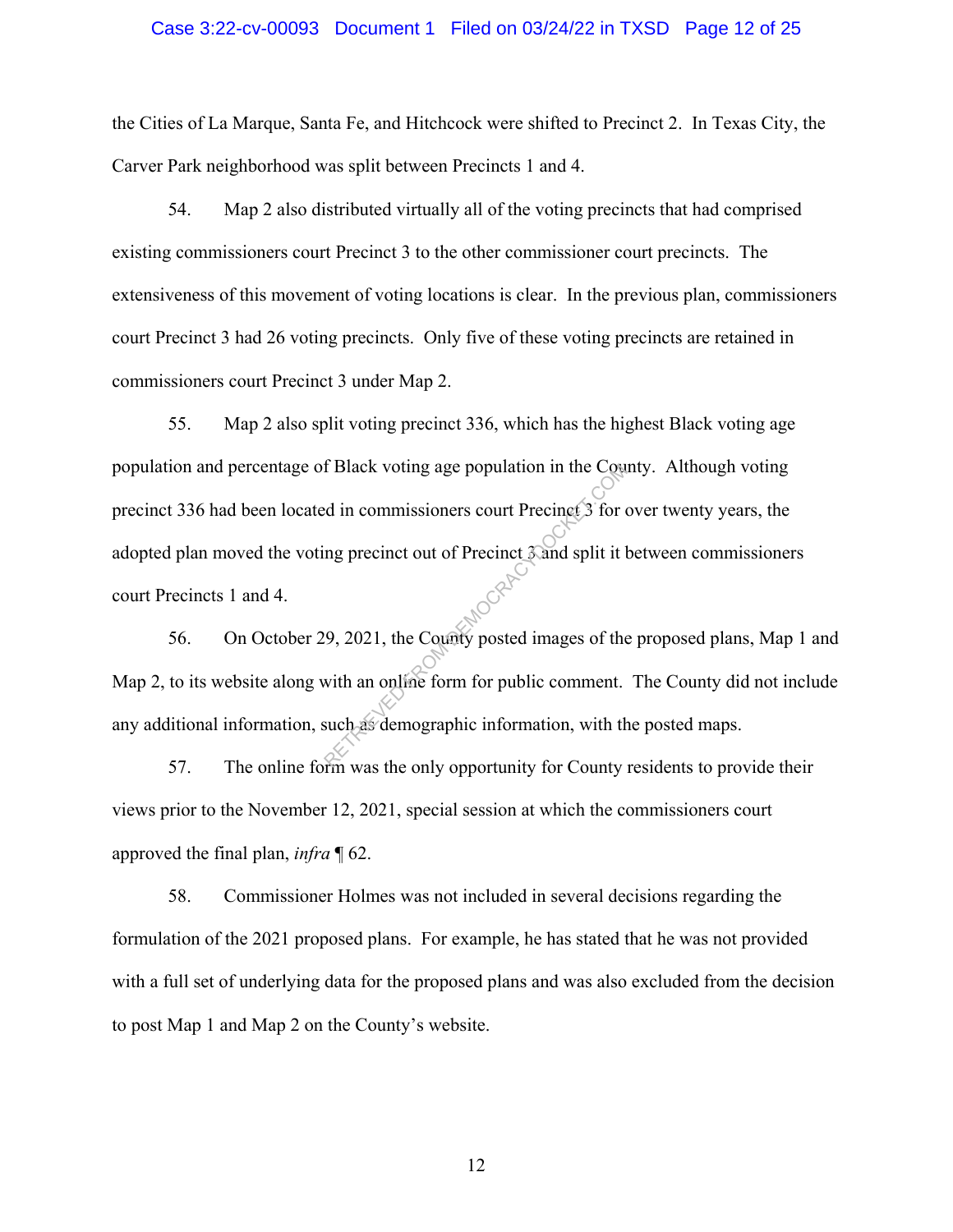the Cities of La Marque, Santa Fe, and Hitchcock were shifted to Precinct 2. In Texas City, the Carver Park neighborhood was split between Precincts 1 and 4.

54. Map 2 also distributed virtually all of the voting precincts that had comprised existing commissioners court Precinct 3 to the other commissioner court precincts. The extensiveness of this movement of voting locations is clear. In the previous plan, commissioners court Precinct 3 had 26 voting precincts. Only five of these voting precincts are retained in commissioners court Precinct 3 under Map 2.

55. Map 2 also split voting precinct 336, which has the highest Black voting age population and percentage of Black voting age population in the County. Although voting precinct 336 had been located in commissioners court Precinct 3 for over twenty years, the adopted plan moved the voting precinct out of Precinct 3 and split it between commissioners court Precincts 1 and 4.

56. On October 29, 2021, the County posted images of the proposed plans, Map 1 and Map 2, to its website along with an online form for public comment. The County did not include any additional information, such as demographic information, with the posted maps.

57. The online form was the only opportunity for County residents to provide their views prior to the November 12, 2021, special session at which the commissioners court approved the final plan, *infra* ¶ 62.

58. Commissioner Holmes was not included in several decisions regarding the formulation of the 2021 proposed plans. For example, he has stated that he was not provided with a full set of underlying data for the proposed plans and was also excluded from the decision to post Map 1 and Map 2 on the County's website.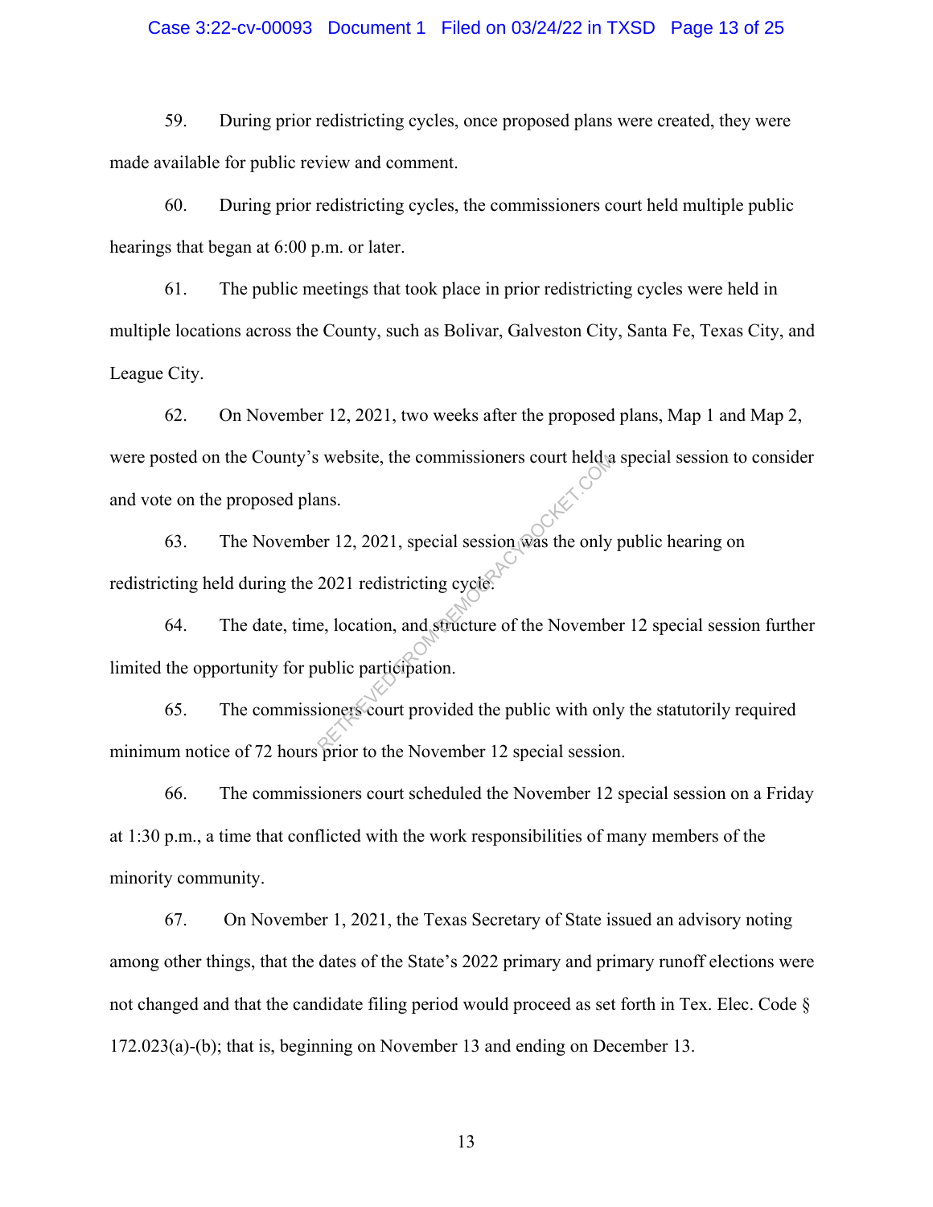59. During prior redistricting cycles, once proposed plans were created, they were made available for public review and comment.

60. During prior redistricting cycles, the commissioners court held multiple public hearings that began at 6:00 p.m. or later.

61. The public meetings that took place in prior redistricting cycles were held in multiple locations across the County, such as Bolivar, Galveston City, Santa Fe, Texas City, and League City.

62. On November 12, 2021, two weeks after the proposed plans, Map 1 and Map 2, were posted on the County's website, the commissioners court held a special session to consider and vote on the proposed plans.

63. The November 12, 2021, special session was the only public hearing on redistricting held during the 2021 redistricting cycle.

64. The date, time, location, and structure of the November 12 special session further limited the opportunity for public participation.

65. The commissioners court provided the public with only the statutorily required minimum notice of 72 hours prior to the November 12 special session.

66. The commissioners court scheduled the November 12 special session on a Friday at 1:30 p.m., a time that conflicted with the work responsibilities of many members of the minority community.

67. On November 1, 2021, the Texas Secretary of State issued an advisory noting among other things, that the dates of the State's 2022 primary and primary runoff elections were not changed and that the candidate filing period would proceed as set forth in Tex. Elec. Code § 172.023(a)-(b); that is, beginning on November 13 and ending on December 13.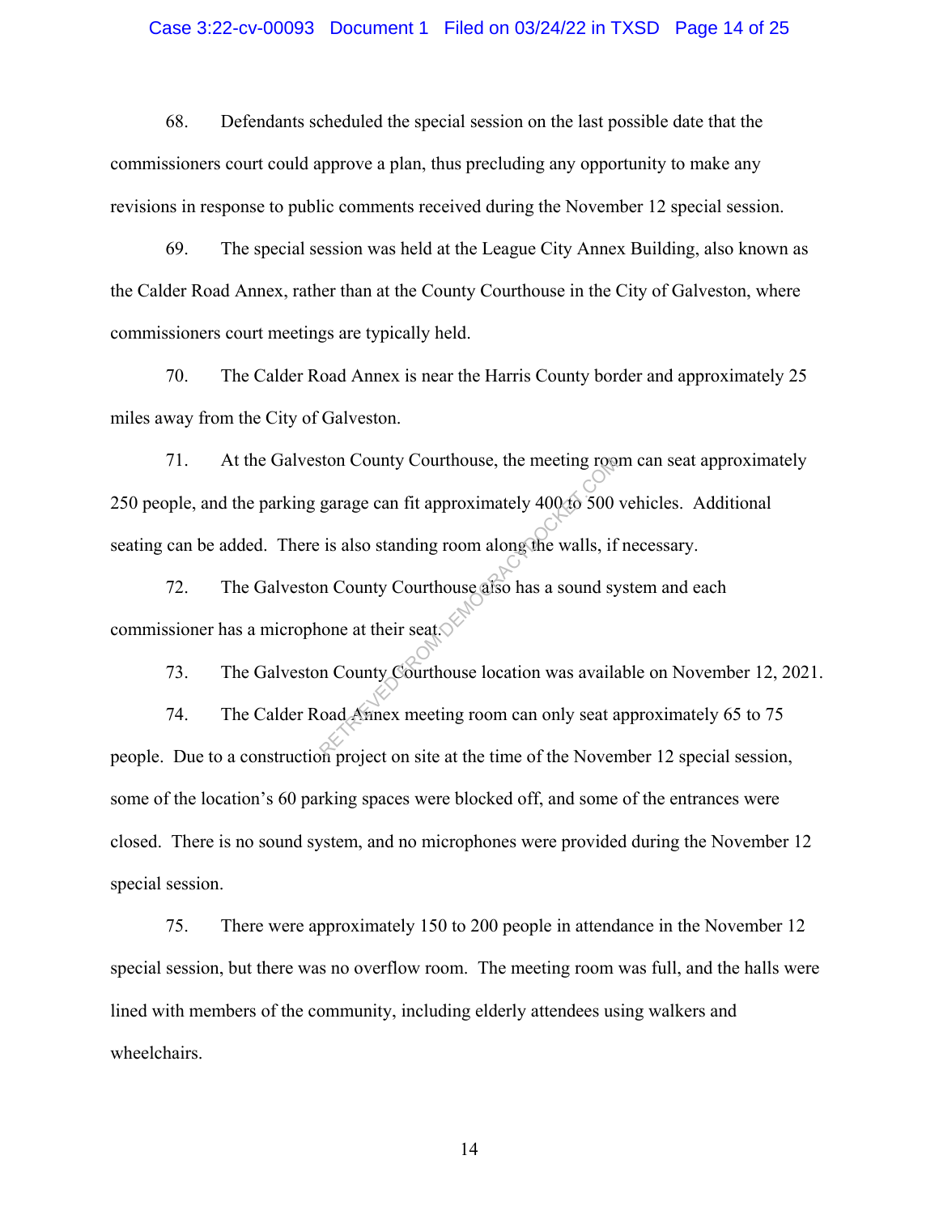68. Defendants scheduled the special session on the last possible date that the commissioners court could approve a plan, thus precluding any opportunity to make any revisions in response to public comments received during the November 12 special session.

69. The special session was held at the League City Annex Building, also known as the Calder Road Annex, rather than at the County Courthouse in the City of Galveston, where commissioners court meetings are typically held.

70. The Calder Road Annex is near the Harris County border and approximately 25 miles away from the City of Galveston.

71. At the Galveston County Courthouse, the meeting room can seat approximately 250 people, and the parking garage can fit approximately 400 to 500 vehicles. Additional seating can be added. There is also standing room along the walls, if necessary.

72. The Galveston County Courthouse also has a sound system and each commissioner has a microphone at their seat.

73. The Galveston County Courthouse location was available on November 12, 2021.

74. The Calder Road Annex meeting room can only seat approximately 65 to 75 people. Due to a construction project on site at the time of the November 12 special session, some of the location's 60 parking spaces were blocked off, and some of the entrances were closed. There is no sound system, and no microphones were provided during the November 12 special session.

75. There were approximately 150 to 200 people in attendance in the November 12 special session, but there was no overflow room. The meeting room was full, and the halls were lined with members of the community, including elderly attendees using walkers and wheelchairs.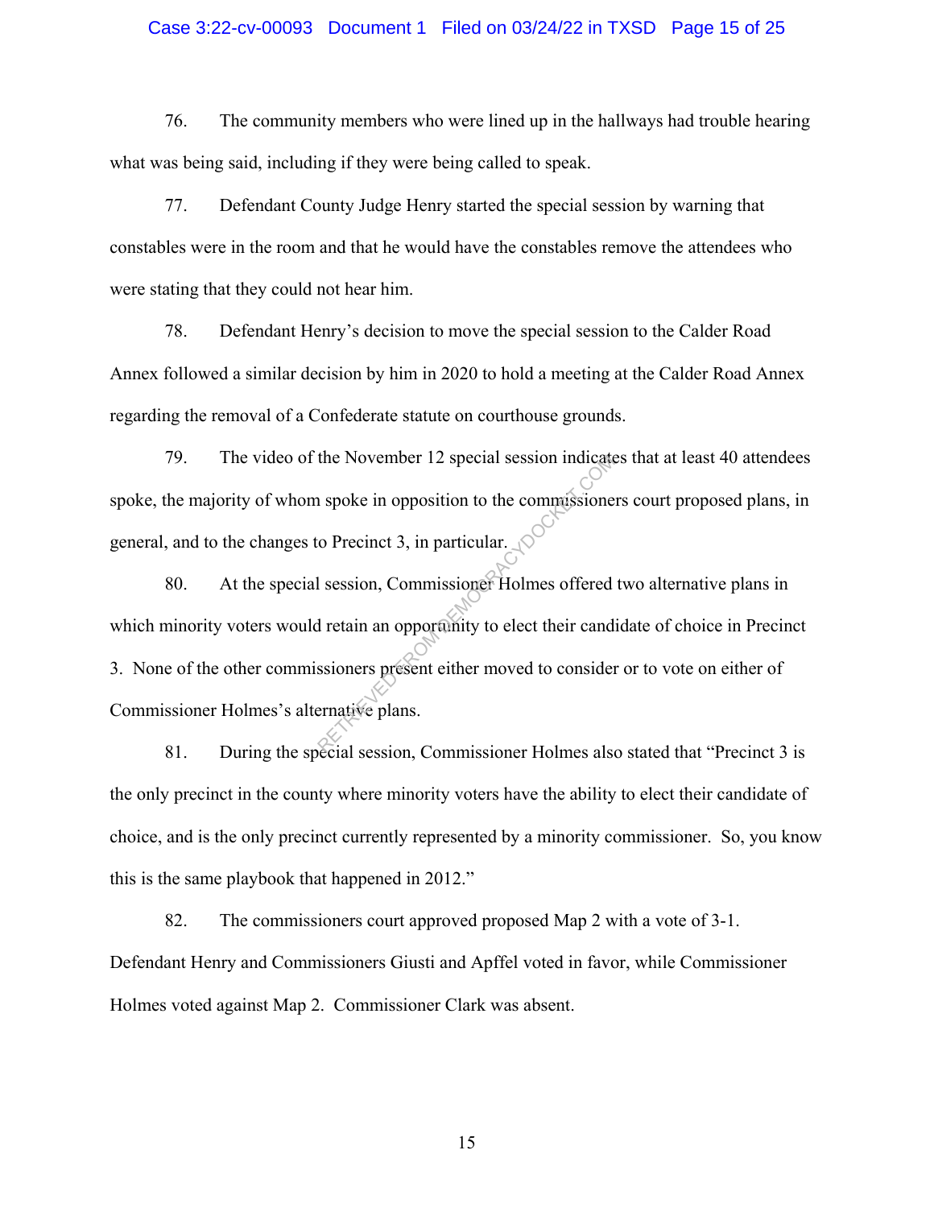76. The community members who were lined up in the hallways had trouble hearing what was being said, including if they were being called to speak.

77. Defendant County Judge Henry started the special session by warning that constables were in the room and that he would have the constables remove the attendees who were stating that they could not hear him.

78. Defendant Henry's decision to move the special session to the Calder Road Annex followed a similar decision by him in 2020 to hold a meeting at the Calder Road Annex regarding the removal of a Confederate statute on courthouse grounds.

79. The video of the November 12 special session indicates that at least 40 attendees spoke, the majority of whom spoke in opposition to the commissioners court proposed plans, in general, and to the changes to Precinct 3, in particular.

80. At the special session, Commissioner Holmes offered two alternative plans in which minority voters would retain an opportunity to elect their candidate of choice in Precinct 3. None of the other commissioners present either moved to consider or to vote on either of Commissioner Holmes's alternative plans.

81. During the special session, Commissioner Holmes also stated that "Precinct 3 is the only precinct in the county where minority voters have the ability to elect their candidate of choice, and is the only precinct currently represented by a minority commissioner. So, you know this is the same playbook that happened in 2012."

82. The commissioners court approved proposed Map 2 with a vote of 3-1. Defendant Henry and Commissioners Giusti and Apffel voted in favor, while Commissioner Holmes voted against Map 2. Commissioner Clark was absent.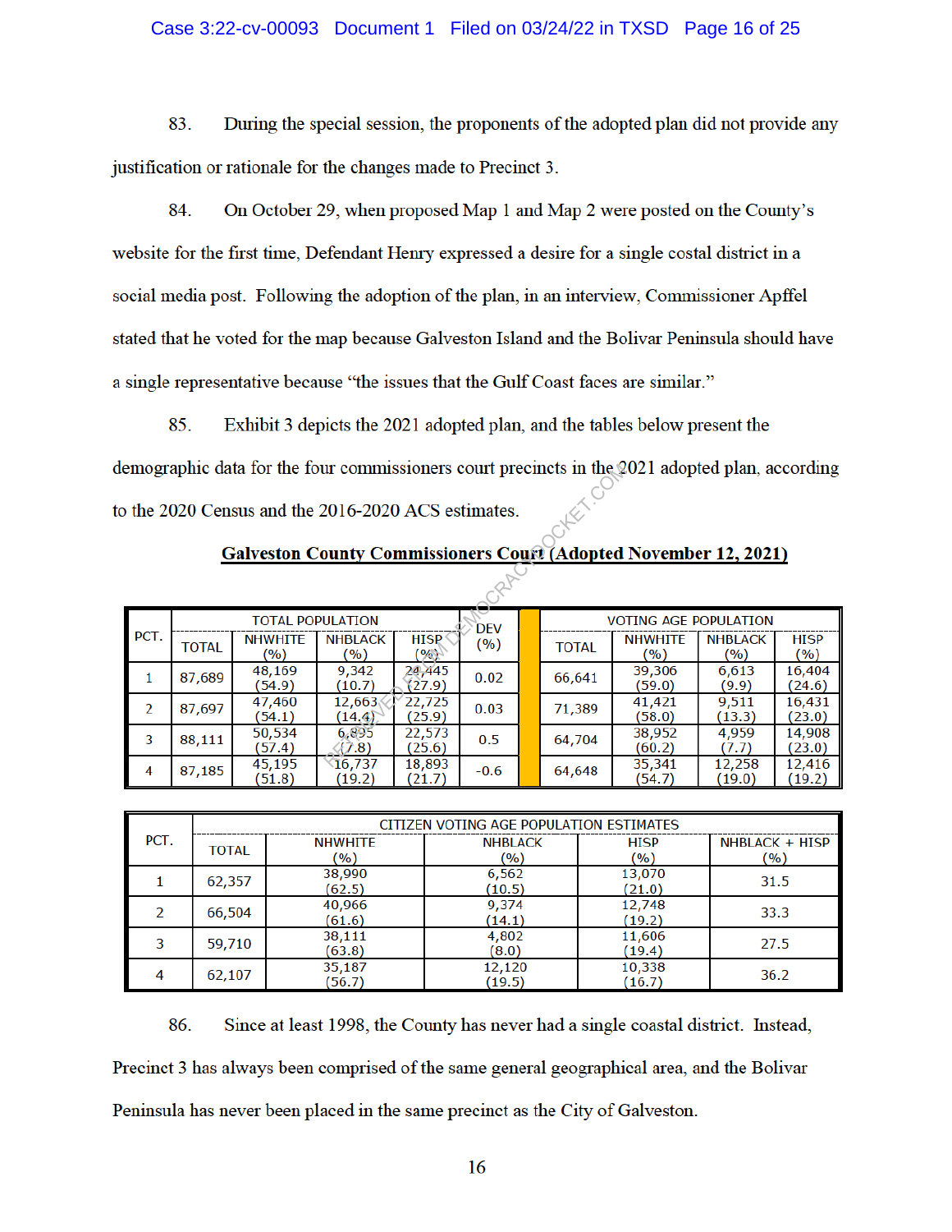83. During the special session, the proponents of the adopted plan did not provide any justification or rationale for the changes made to Precinct 3.

84. On October 29, when proposed Map 1 and Map 2 were posted on the County's website for the first time, Defendant Henry expressed a desire for a single costal district in a social media post. Following the adoption of the plan, in an interview, Commissioner Apffel stated that he voted for the map because Galveston Island and the Bolivar Peninsula should have a single representative because "the issues that the Gulf Coast faces are similar."

85. Exhibit 3 depicts the 2021 adopted plan, and the tables below present the demographic data for the four commissioners court precincts in the 2021 adopted plan, according to the 2020 Census and the 2016-2020 ACS estimates.

**Galveston County Commissioners Court (Adopted November 12, 2021)**

| PCT. | TOTAL POPULATION | | | | DEV (%) | VOTING AGE POPULATION | | | |
|---|---|---|---|---|---|---|---|---|---|
| | TOTAL | NHWHITE (%) | NHBLACK (%) | HISP (%) | | TOTAL | NHWHITE (%) | NHBLACK (%) | HISP (%) |
| 1 | 87,689 | 48,169 (54.9) | 9,342 (10.7) | 24,445 (27.9) | 0.02 | 66,641 | 39,306 (59.0) | 6,613 (9.9) | 16,404 (24.6) |
| 2 | 87,697 | 47,460 (54.1) | 12,663 (14.4) | 22,725 (25.9) | 0.03 | 71,389 | 41,421 (58.0) | 9,511 (13.3) | 16,431 (23.0) |
| 3 | 88,111 | 50,534 (57.4) | 6,895 (7.8) | 22,573 (25.6) | 0.5 | 64,704 | 38,952 (60.2) | 4,959 (7.7) | 14,908 (23.0) |
| 4 | 87,185 | 45,195 (51.8) | 16,737 (19.2) | 18,893 (21.7) | -0.6 | 64,648 | 35,341 (54.7) | 12,258 (19.0) | 12,416 (19.2) |

| PCT. | CITIZEN VOTING AGE POPULATION ESTIMATES | | | | |
|---|---|---|---|---|---|
| | TOTAL | NHWHITE (%) | NHBLACK (%) | HISP (%) | NHBLACK + HISP (%) |
| 1 | 62,357 | 38,990 (62.5) | 6,562 (10.5) | 13,070 (21.0) | 31.5 |
| 2 | 66,504 | 40,966 (61.6) | 9,374 (14.1) | 12,748 (19.2) | 33.3 |
| 3 | 59,710 | 38,111 (63.8) | 4,802 (8.0) | 11,606 (19.4) | 27.5 |
| 4 | 62,107 | 35,187 (56.7) | 12,120 (19.5) | 10,338 (16.7) | 36.2 |

86. Since at least 1998, the County has never had a single coastal district. Instead, Precinct 3 has always been comprised of the same general geographical area, and the Bolivar Peninsula has never been placed in the same precinct as the City of Galveston.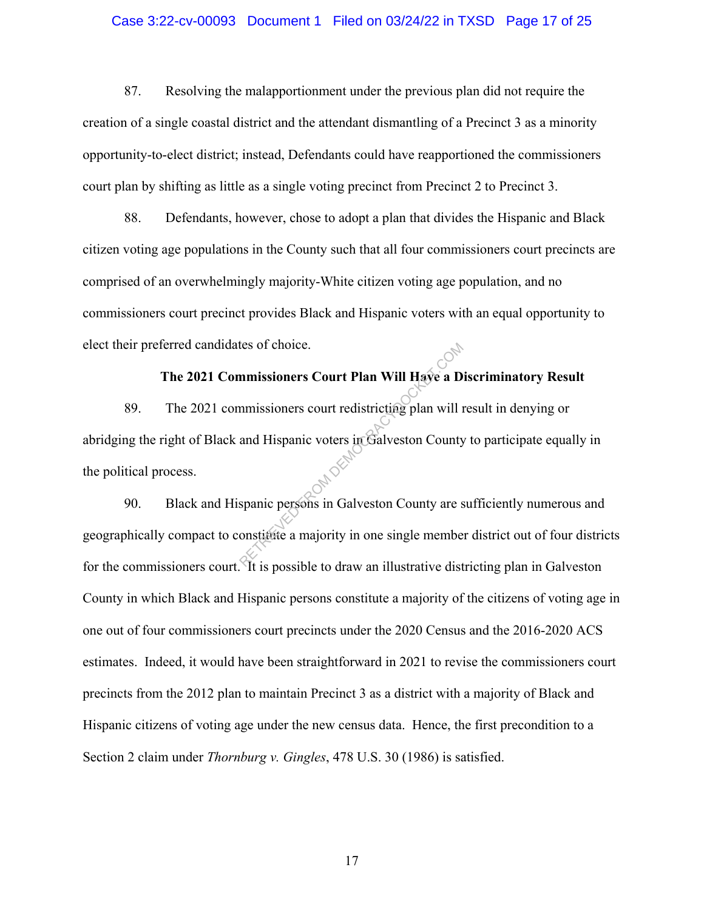87. Resolving the malapportionment under the previous plan did not require the creation of a single coastal district and the attendant dismantling of a Precinct 3 as a minority opportunity-to-elect district; instead, Defendants could have reapportioned the commissioners court plan by shifting as little as a single voting precinct from Precinct 2 to Precinct 3.

88. Defendants, however, chose to adopt a plan that divides the Hispanic and Black citizen voting age populations in the County such that all four commissioners court precincts are comprised of an overwhelmingly majority-White citizen voting age population, and no commissioners court precinct provides Black and Hispanic voters with an equal opportunity to elect their preferred candidates of choice.

**The 2021 Commissioners Court Plan Will Have a Discriminatory Result**

89. The 2021 commissioners court redistricting plan will result in denying or abridging the right of Black and Hispanic voters in Galveston County to participate equally in the political process.

90. Black and Hispanic persons in Galveston County are sufficiently numerous and geographically compact to constitute a majority in one single member district out of four districts for the commissioners court. It is possible to draw an illustrative districting plan in Galveston County in which Black and Hispanic persons constitute a majority of the citizens of voting age in one out of four commissioners court precincts under the 2020 Census and the 2016-2020 ACS estimates. Indeed, it would have been straightforward in 2021 to revise the commissioners court precincts from the 2012 plan to maintain Precinct 3 as a district with a majority of Black and Hispanic citizens of voting age under the new census data. Hence, the first precondition to a Section 2 claim under *Thornburg v. Gingles*, 478 U.S. 30 (1986) is satisfied.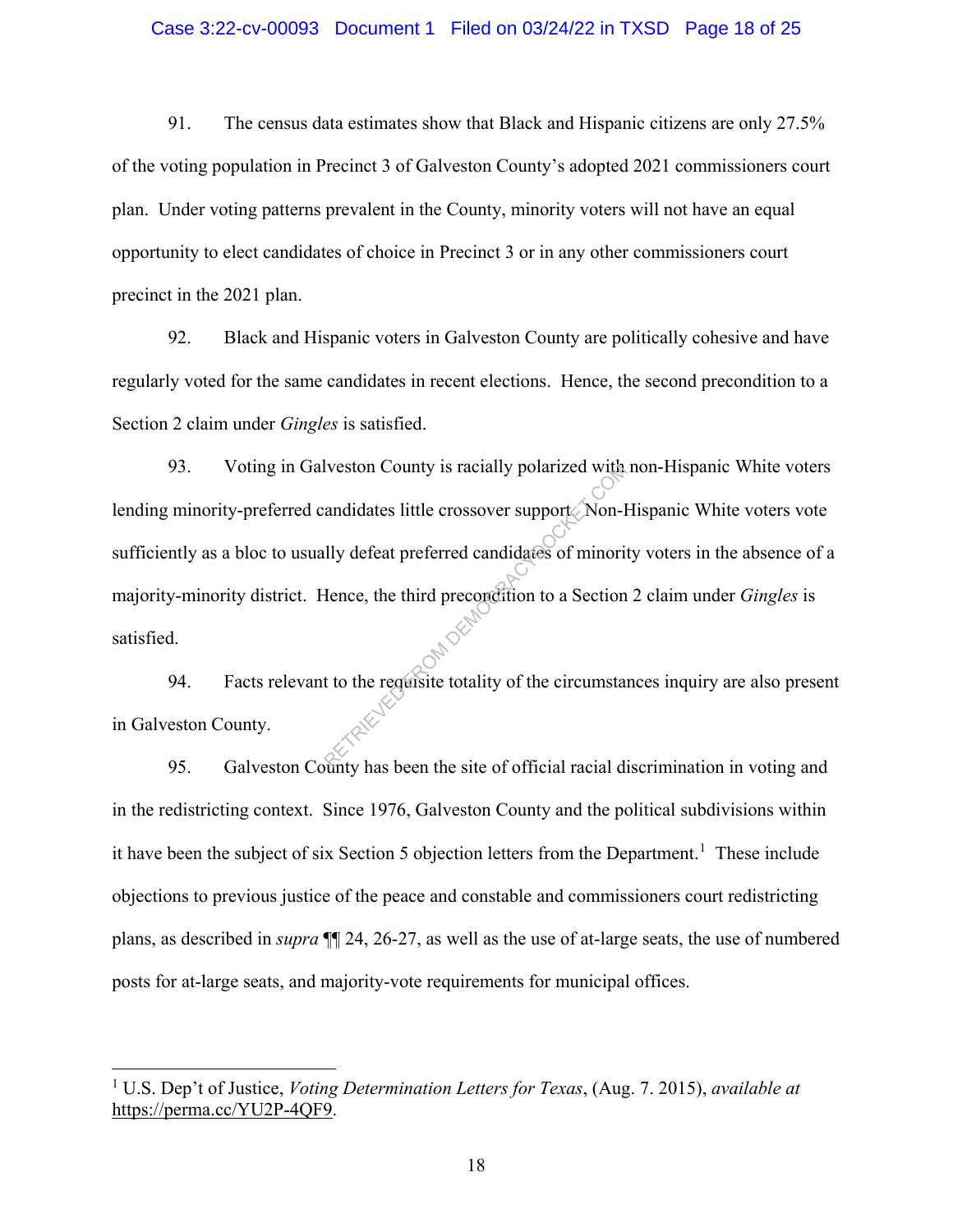91. The census data estimates show that Black and Hispanic citizens are only 27.5% of the voting population in Precinct 3 of Galveston County's adopted 2021 commissioners court plan. Under voting patterns prevalent in the County, minority voters will not have an equal opportunity to elect candidates of choice in Precinct 3 or in any other commissioners court precinct in the 2021 plan.

92. Black and Hispanic voters in Galveston County are politically cohesive and have regularly voted for the same candidates in recent elections. Hence, the second precondition to a Section 2 claim under *Gingles* is satisfied.

93. Voting in Galveston County is racially polarized with non-Hispanic White voters lending minority-preferred candidates little crossover support. Non-Hispanic White voters vote sufficiently as a bloc to usually defeat preferred candidates of minority voters in the absence of a majority-minority district. Hence, the third precondition to a Section 2 claim under *Gingles* is satisfied.

94. Facts relevant to the requisite totality of the circumstances inquiry are also present in Galveston County.

95. Galveston County has been the site of official racial discrimination in voting and in the redistricting context. Since 1976, Galveston County and the political subdivisions within it have been the subject of six Section 5 objection letters from the Department.[1] These include objections to previous justice of the peace and constable and commissioners court redistricting plans, as described in *supra* ¶¶ 24, 26-27, as well as the use of at-large seats, the use of numbered posts for at-large seats, and majority-vote requirements for municipal offices.

---

[1] U.S. Dep't of Justice, *Voting Determination Letters for Texas*, (Aug. 7. 2015), *available at* https://perma.cc/YU2P-4QF9.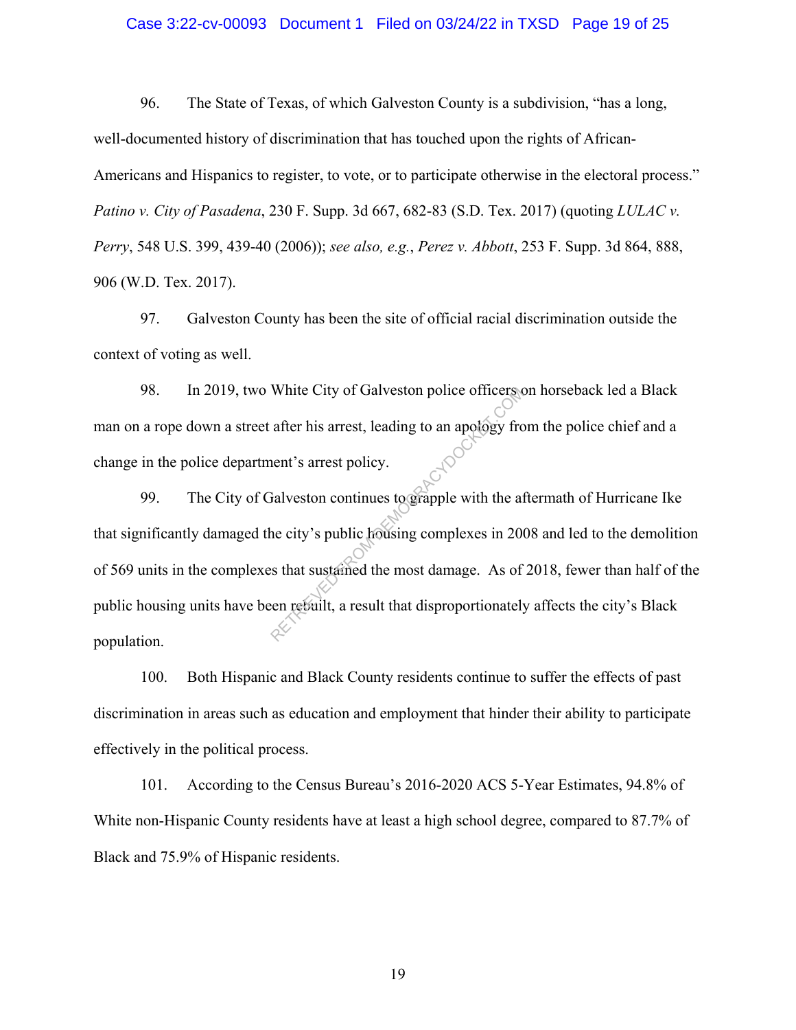96. The State of Texas, of which Galveston County is a subdivision, "has a long, well-documented history of discrimination that has touched upon the rights of African-Americans and Hispanics to register, to vote, or to participate otherwise in the electoral process." *Patino v. City of Pasadena*, 230 F. Supp. 3d 667, 682-83 (S.D. Tex. 2017) (quoting *LULAC v. Perry*, 548 U.S. 399, 439-40 (2006)); *see also, e.g.*, *Perez v. Abbott*, 253 F. Supp. 3d 864, 888, 906 (W.D. Tex. 2017).

97. Galveston County has been the site of official racial discrimination outside the context of voting as well.

98. In 2019, two White City of Galveston police officers on horseback led a Black man on a rope down a street after his arrest, leading to an apology from the police chief and a change in the police department's arrest policy.

99. The City of Galveston continues to grapple with the aftermath of Hurricane Ike that significantly damaged the city's public housing complexes in 2008 and led to the demolition of 569 units in the complexes that sustained the most damage. As of 2018, fewer than half of the public housing units have been rebuilt, a result that disproportionately affects the city's Black population.

100. Both Hispanic and Black County residents continue to suffer the effects of past discrimination in areas such as education and employment that hinder their ability to participate effectively in the political process.

101. According to the Census Bureau's 2016-2020 ACS 5-Year Estimates, 94.8% of White non-Hispanic County residents have at least a high school degree, compared to 87.7% of Black and 75.9% of Hispanic residents.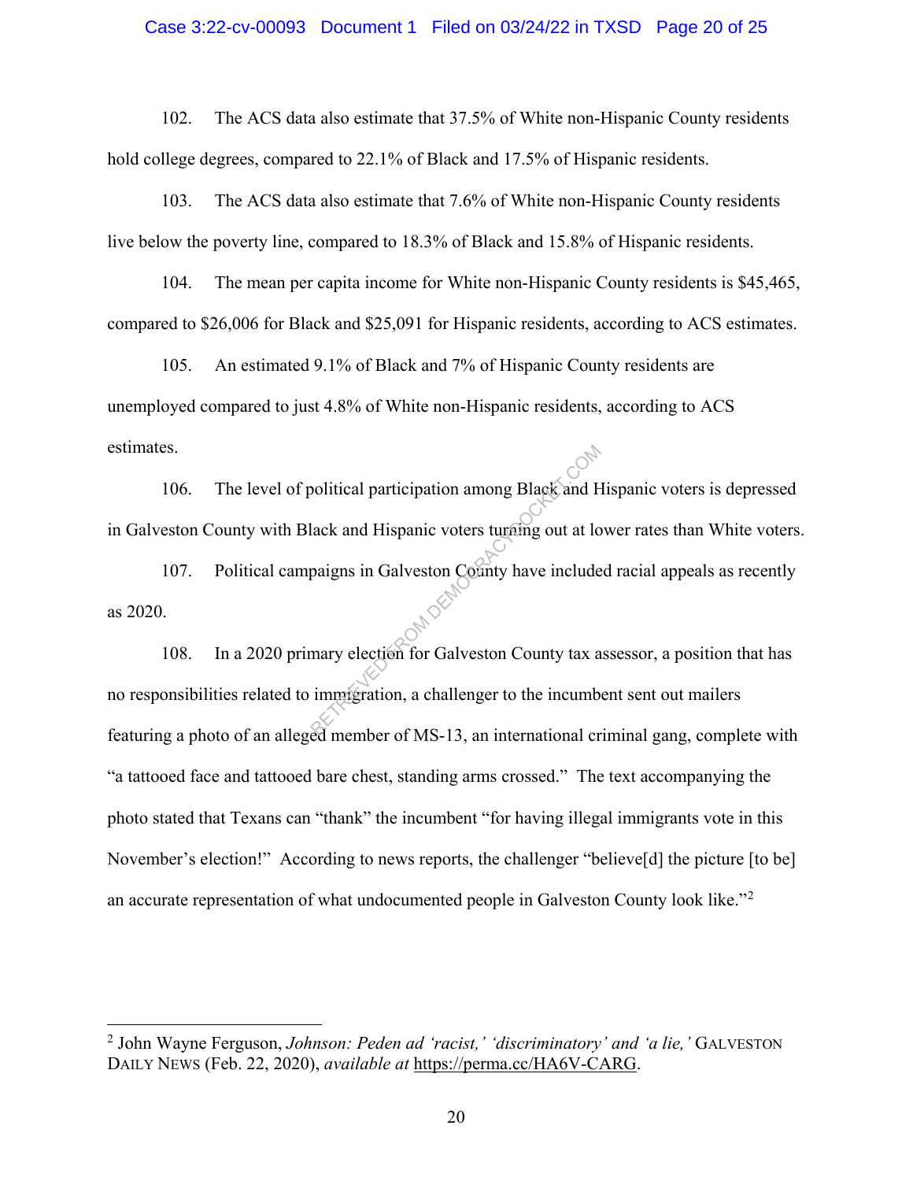102. The ACS data also estimate that 37.5% of White non-Hispanic County residents hold college degrees, compared to 22.1% of Black and 17.5% of Hispanic residents.

103. The ACS data also estimate that 7.6% of White non-Hispanic County residents live below the poverty line, compared to 18.3% of Black and 15.8% of Hispanic residents.

104. The mean per capita income for White non-Hispanic County residents is $45,465, compared to $26,006 for Black and $25,091 for Hispanic residents, according to ACS estimates.

105. An estimated 9.1% of Black and 7% of Hispanic County residents are unemployed compared to just 4.8% of White non-Hispanic residents, according to ACS estimates.

106. The level of political participation among Black and Hispanic voters is depressed in Galveston County with Black and Hispanic voters turning out at lower rates than White voters.

107. Political campaigns in Galveston County have included racial appeals as recently as 2020.

108. In a 2020 primary election for Galveston County tax assessor, a position that has no responsibilities related to immigration, a challenger to the incumbent sent out mailers featuring a photo of an alleged member of MS-13, an international criminal gang, complete with "a tattooed face and tattooed bare chest, standing arms crossed." The text accompanying the photo stated that Texans can "thank" the incumbent "for having illegal immigrants vote in this November's election!" According to news reports, the challenger "believe[d] the picture [to be] an accurate representation of what undocumented people in Galveston County look like."[2]

---

[2] John Wayne Ferguson, *Johnson: Peden ad 'racist,' 'discriminatory' and 'a lie,'* GALVESTON DAILY NEWS (Feb. 22, 2020), *available at* https://perma.cc/HA6V-CARG.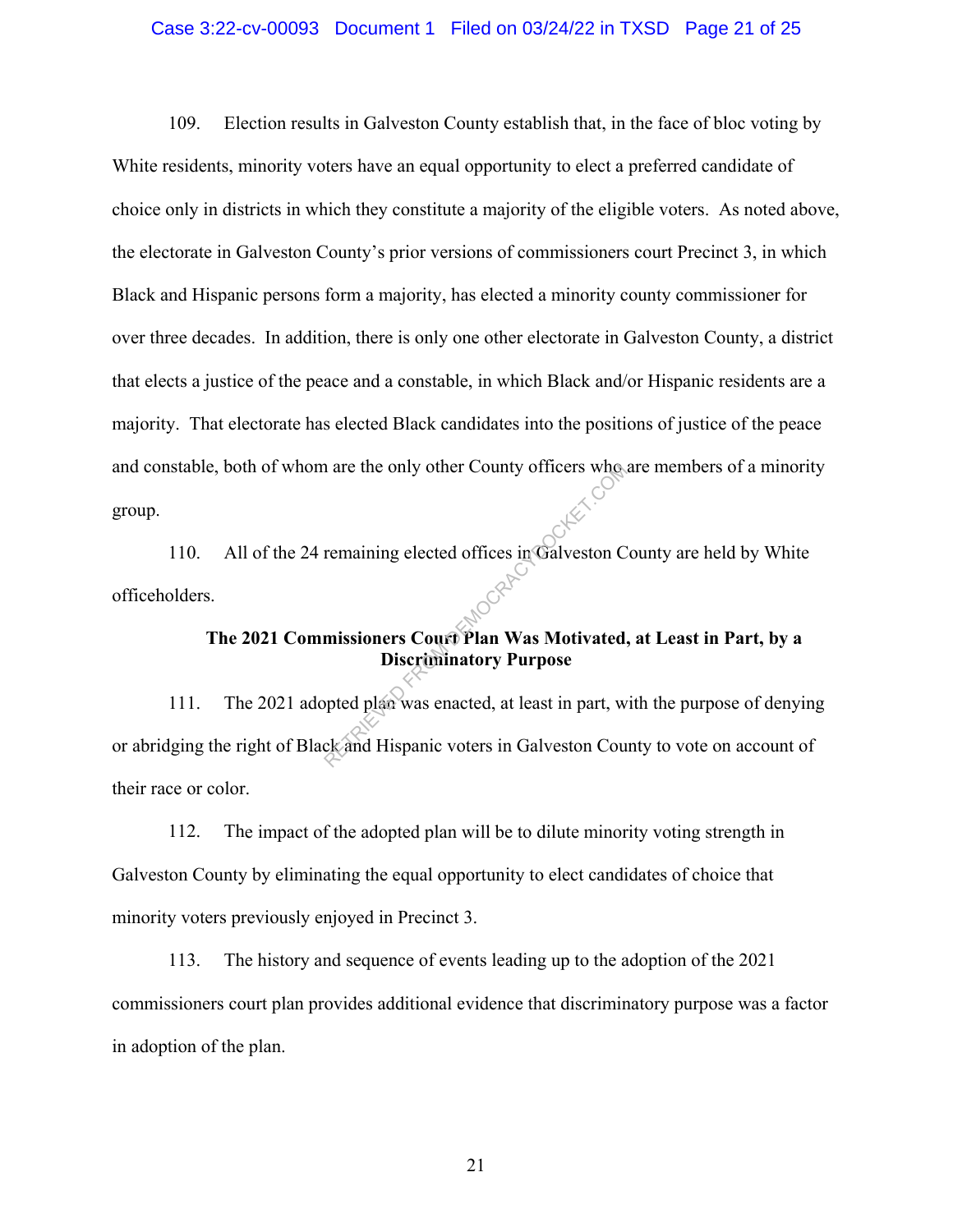109. Election results in Galveston County establish that, in the face of bloc voting by White residents, minority voters have an equal opportunity to elect a preferred candidate of choice only in districts in which they constitute a majority of the eligible voters. As noted above, the electorate in Galveston County's prior versions of commissioners court Precinct 3, in which Black and Hispanic persons form a majority, has elected a minority county commissioner for over three decades. In addition, there is only one other electorate in Galveston County, a district that elects a justice of the peace and a constable, in which Black and/or Hispanic residents are a majority. That electorate has elected Black candidates into the positions of justice of the peace and constable, both of whom are the only other County officers who are members of a minority group.

110. All of the 24 remaining elected offices in Galveston County are held by White officeholders.

**The 2021 Commissioners Court Plan Was Motivated, at Least in Part, by a Discriminatory Purpose**

111. The 2021 adopted plan was enacted, at least in part, with the purpose of denying or abridging the right of Black and Hispanic voters in Galveston County to vote on account of their race or color.

112. The impact of the adopted plan will be to dilute minority voting strength in Galveston County by eliminating the equal opportunity to elect candidates of choice that minority voters previously enjoyed in Precinct 3.

113. The history and sequence of events leading up to the adoption of the 2021 commissioners court plan provides additional evidence that discriminatory purpose was a factor in adoption of the plan.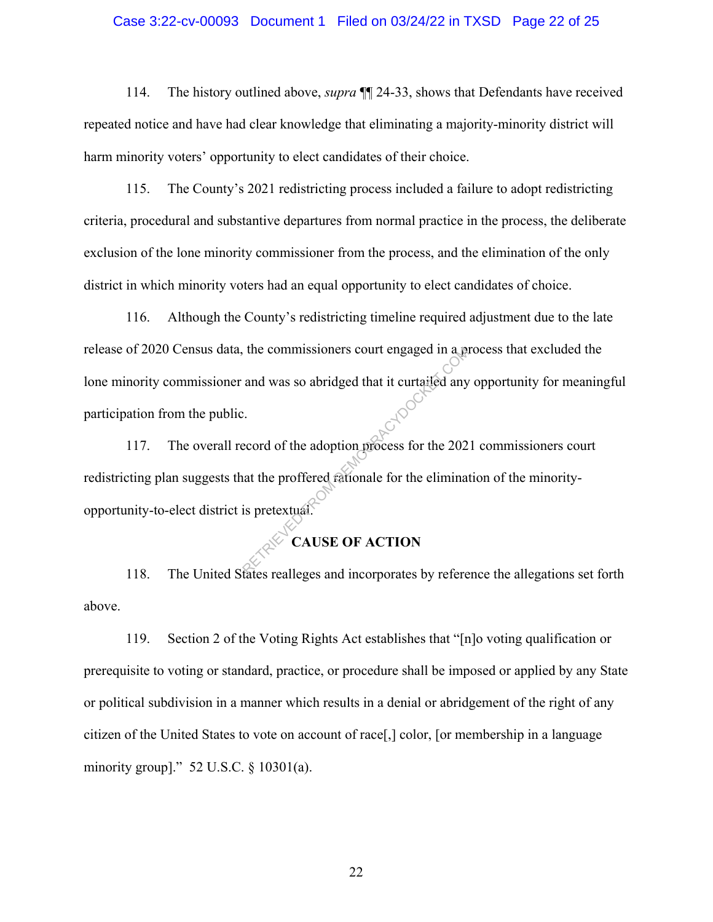114. The history outlined above, *supra* ¶¶ 24-33, shows that Defendants have received repeated notice and have had clear knowledge that eliminating a majority-minority district will harm minority voters' opportunity to elect candidates of their choice.

115. The County's 2021 redistricting process included a failure to adopt redistricting criteria, procedural and substantive departures from normal practice in the process, the deliberate exclusion of the lone minority commissioner from the process, and the elimination of the only district in which minority voters had an equal opportunity to elect candidates of choice.

116. Although the County's redistricting timeline required adjustment due to the late release of 2020 Census data, the commissioners court engaged in a process that excluded the lone minority commissioner and was so abridged that it curtailed any opportunity for meaningful participation from the public.

117. The overall record of the adoption process for the 2021 commissioners court redistricting plan suggests that the proffered rationale for the elimination of the minority-opportunity-to-elect district is pretextual.

## CAUSE OF ACTION

118. The United States realleges and incorporates by reference the allegations set forth above.

119. Section 2 of the Voting Rights Act establishes that "[n]o voting qualification or prerequisite to voting or standard, practice, or procedure shall be imposed or applied by any State or political subdivision in a manner which results in a denial or abridgement of the right of any citizen of the United States to vote on account of race[,] color, [or membership in a language minority group]." 52 U.S.C. § 10301(a).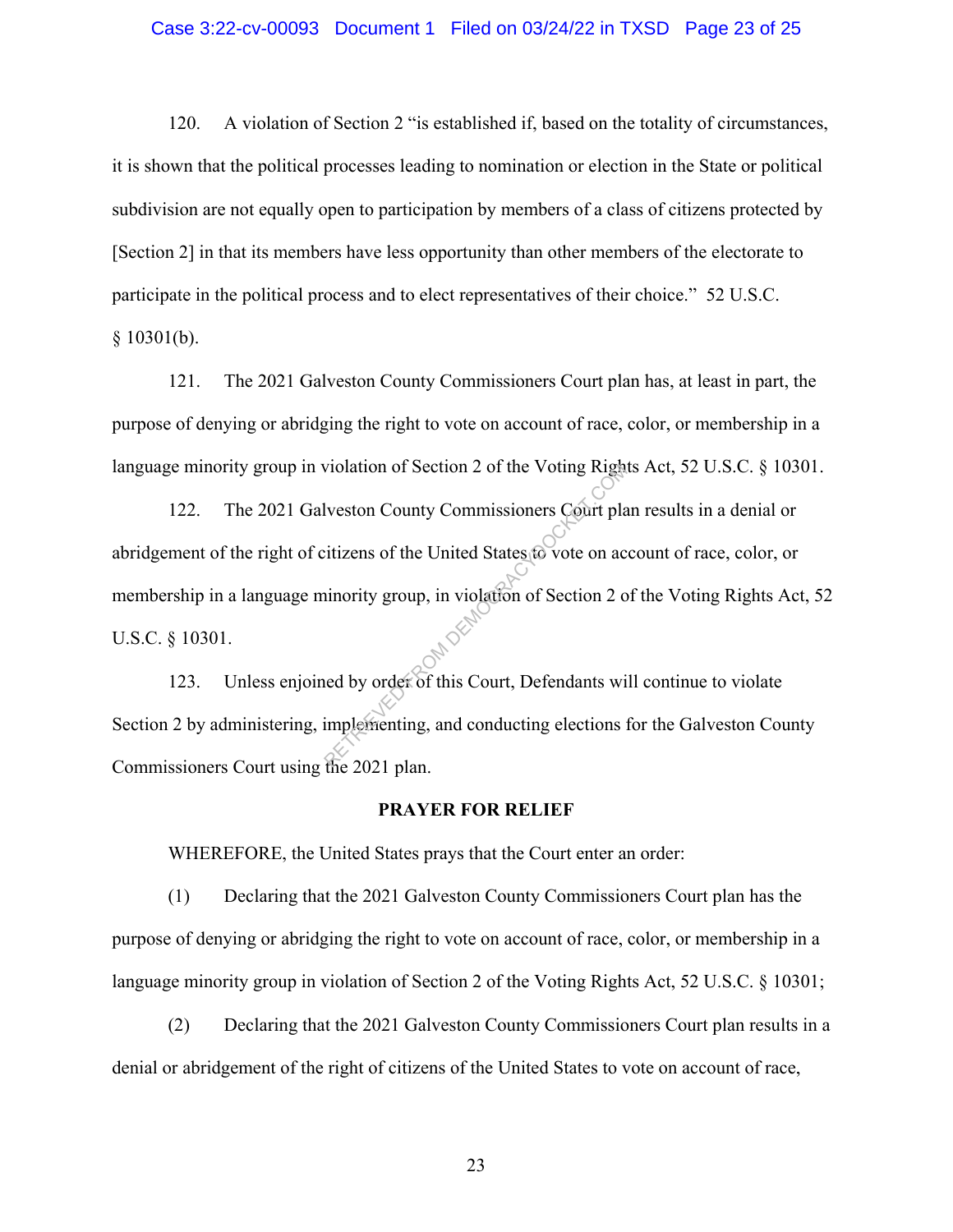120. A violation of Section 2 "is established if, based on the totality of circumstances, it is shown that the political processes leading to nomination or election in the State or political subdivision are not equally open to participation by members of a class of citizens protected by [Section 2] in that its members have less opportunity than other members of the electorate to participate in the political process and to elect representatives of their choice." 52 U.S.C. § 10301(b).

121. The 2021 Galveston County Commissioners Court plan has, at least in part, the purpose of denying or abridging the right to vote on account of race, color, or membership in a language minority group in violation of Section 2 of the Voting Rights Act, 52 U.S.C. § 10301.

122. The 2021 Galveston County Commissioners Court plan results in a denial or abridgement of the right of citizens of the United States to vote on account of race, color, or membership in a language minority group, in violation of Section 2 of the Voting Rights Act, 52 U.S.C. § 10301.

123. Unless enjoined by order of this Court, Defendants will continue to violate Section 2 by administering, implementing, and conducting elections for the Galveston County Commissioners Court using the 2021 plan.

**PRAYER FOR RELIEF**

WHEREFORE, the United States prays that the Court enter an order:

(1) Declaring that the 2021 Galveston County Commissioners Court plan has the purpose of denying or abridging the right to vote on account of race, color, or membership in a language minority group in violation of Section 2 of the Voting Rights Act, 52 U.S.C. § 10301;

(2) Declaring that the 2021 Galveston County Commissioners Court plan results in a denial or abridgement of the right of citizens of the United States to vote on account of race,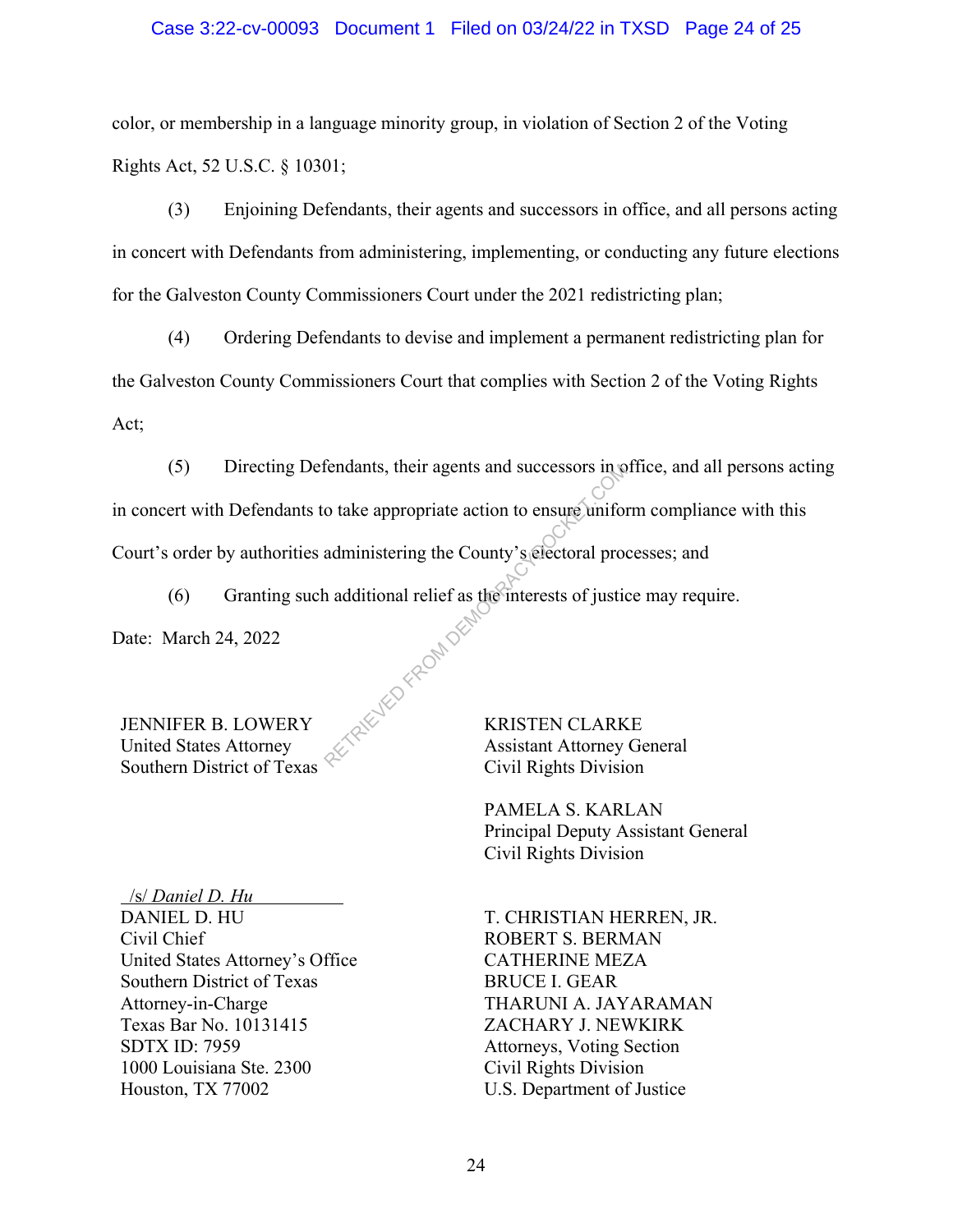color, or membership in a language minority group, in violation of Section 2 of the Voting Rights Act, 52 U.S.C. § 10301;

(3) Enjoining Defendants, their agents and successors in office, and all persons acting in concert with Defendants from administering, implementing, or conducting any future elections for the Galveston County Commissioners Court under the 2021 redistricting plan;

(4) Ordering Defendants to devise and implement a permanent redistricting plan for the Galveston County Commissioners Court that complies with Section 2 of the Voting Rights Act;

(5) Directing Defendants, their agents and successors in office, and all persons acting in concert with Defendants to take appropriate action to ensure uniform compliance with this Court's order by authorities administering the County's electoral processes; and

(6) Granting such additional relief as the interests of justice may require.

Date: March 24, 2022

JENNIFER B. LOWERY
United States Attorney
Southern District of Texas

/s/ *Daniel D. Hu*
DANIEL D. HU
Civil Chief
United States Attorney's Office
Southern District of Texas
Attorney-in-Charge
Texas Bar No. 10131415
SDTX ID: 7959
1000 Louisiana Ste. 2300
Houston, TX 77002

KRISTEN CLARKE
Assistant Attorney General
Civil Rights Division

PAMELA S. KARLAN
Principal Deputy Assistant General
Civil Rights Division

T. CHRISTIAN HERREN, JR.
ROBERT S. BERMAN
CATHERINE MEZA
BRUCE I. GEAR
THARUNI A. JAYARAMAN
ZACHARY J. NEWKIRK
Attorneys, Voting Section
Civil Rights Division
U.S. Department of Justice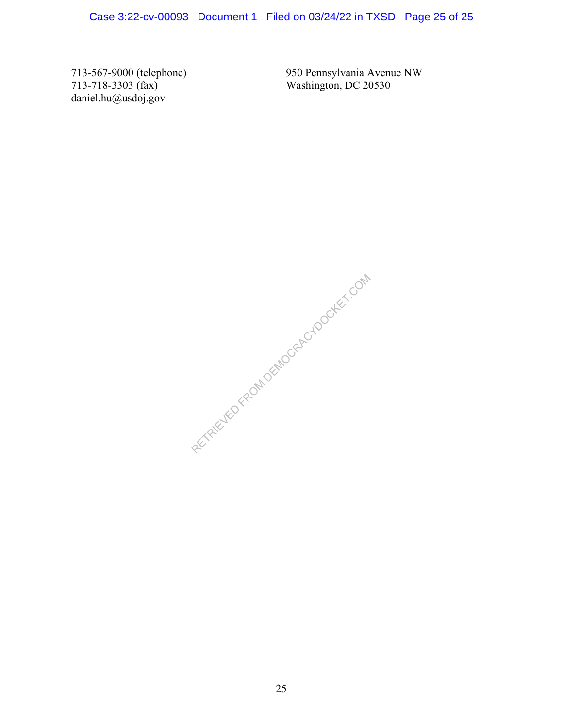713-567-9000 (telephone)
713-718-3303 (fax)
daniel.hu@usdoj.gov

950 Pennsylvania Avenue NW
Washington, DC 20530